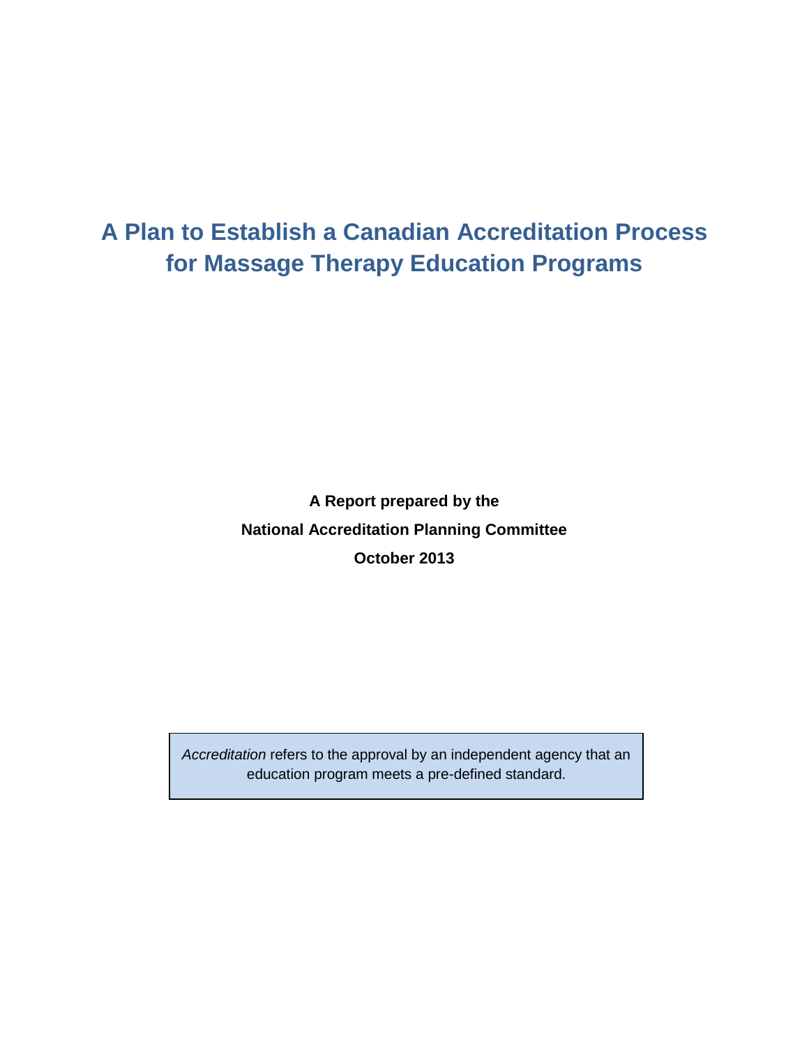# A Plan to Establish a Canadian Accreditation Process for Massage Therapy Education Programs

**A Report prepared by the**

**National Accreditation Planning Committee**

**October 2013**

> *Accreditation* refers to the approval by an independent agency that an education program meets a pre-defined standard.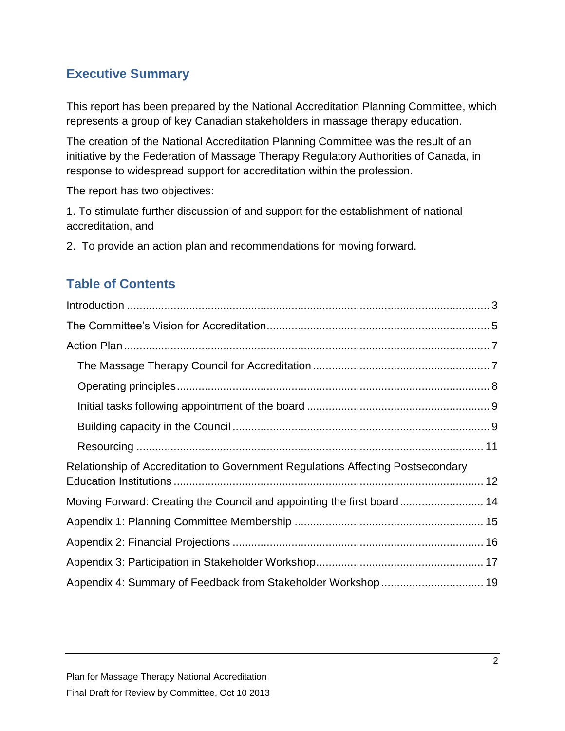## Executive Summary

This report has been prepared by the National Accreditation Planning Committee, which represents a group of key Canadian stakeholders in massage therapy education.

The creation of the National Accreditation Planning Committee was the result of an initiative by the Federation of Massage Therapy Regulatory Authorities of Canada, in response to widespread support for accreditation within the profession.

The report has two objectives:

1. To stimulate further discussion of and support for the establishment of national accreditation, and
2. To provide an action plan and recommendations for moving forward.

## Table of Contents

- Introduction ..... 3
- The Committee's Vision for Accreditation ..... 5
- Action Plan ..... 7
  - The Massage Therapy Council for Accreditation ..... 7
  - Operating principles ..... 8
  - Initial tasks following appointment of the board ..... 9
  - Building capacity in the Council ..... 9
  - Resourcing ..... 11
- Relationship of Accreditation to Government Regulations Affecting Postsecondary Education Institutions ..... 12
- Moving Forward: Creating the Council and appointing the first board ..... 14
- Appendix 1: Planning Committee Membership ..... 15
- Appendix 2: Financial Projections ..... 16
- Appendix 3: Participation in Stakeholder Workshop ..... 17
- Appendix 4: Summary of Feedback from Stakeholder Workshop ..... 19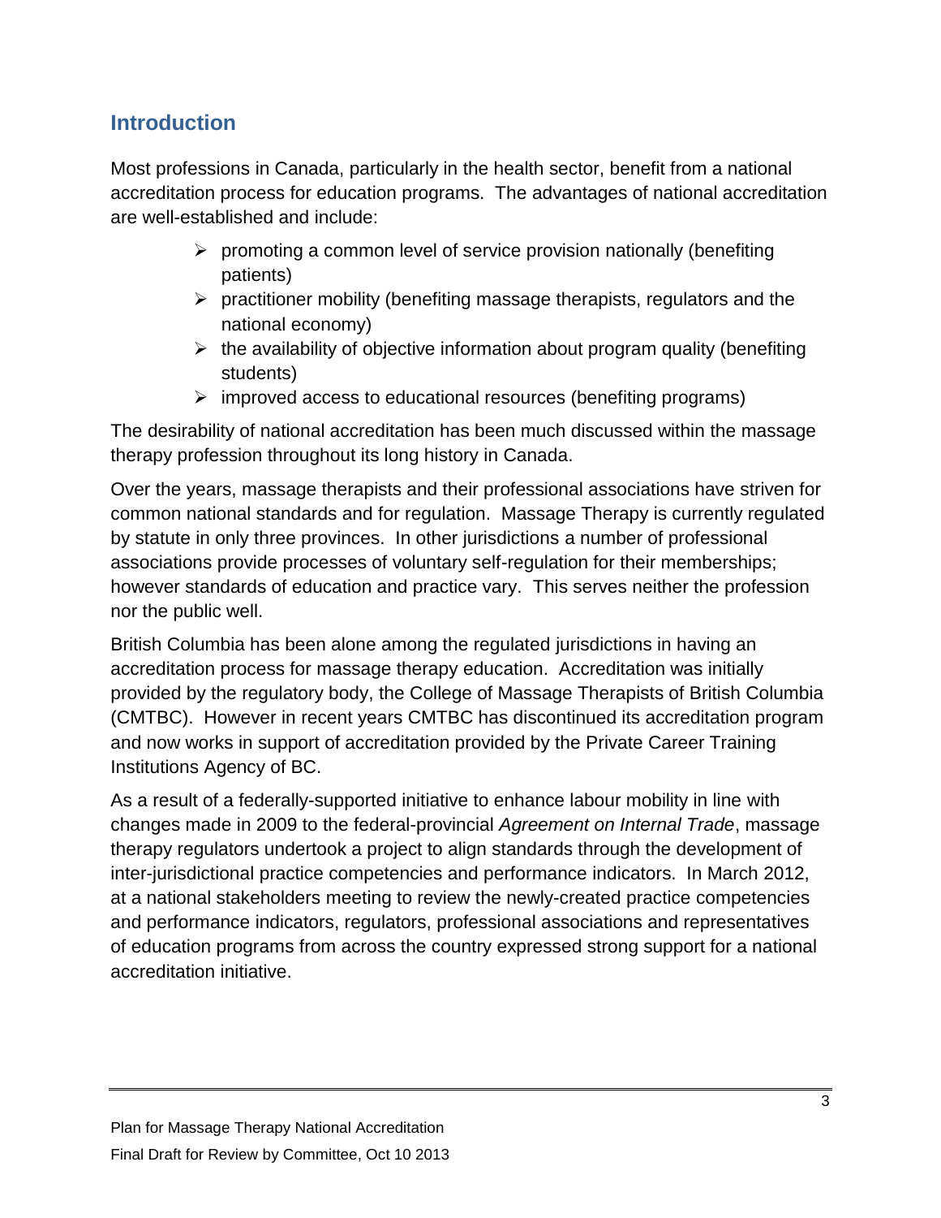## Introduction

Most professions in Canada, particularly in the health sector, benefit from a national accreditation process for education programs. The advantages of national accreditation are well-established and include:

- promoting a common level of service provision nationally (benefiting patients)
- practitioner mobility (benefiting massage therapists, regulators and the national economy)
- the availability of objective information about program quality (benefiting students)
- improved access to educational resources (benefiting programs)

The desirability of national accreditation has been much discussed within the massage therapy profession throughout its long history in Canada.

Over the years, massage therapists and their professional associations have striven for common national standards and for regulation. Massage Therapy is currently regulated by statute in only three provinces. In other jurisdictions a number of professional associations provide processes of voluntary self-regulation for their memberships; however standards of education and practice vary. This serves neither the profession nor the public well.

British Columbia has been alone among the regulated jurisdictions in having an accreditation process for massage therapy education. Accreditation was initially provided by the regulatory body, the College of Massage Therapists of British Columbia (CMTBC). However in recent years CMTBC has discontinued its accreditation program and now works in support of accreditation provided by the Private Career Training Institutions Agency of BC.

As a result of a federally-supported initiative to enhance labour mobility in line with changes made in 2009 to the federal-provincial *Agreement on Internal Trade*, massage therapy regulators undertook a project to align standards through the development of inter-jurisdictional practice competencies and performance indicators. In March 2012, at a national stakeholders meeting to review the newly-created practice competencies and performance indicators, regulators, professional associations and representatives of education programs from across the country expressed strong support for a national accreditation initiative.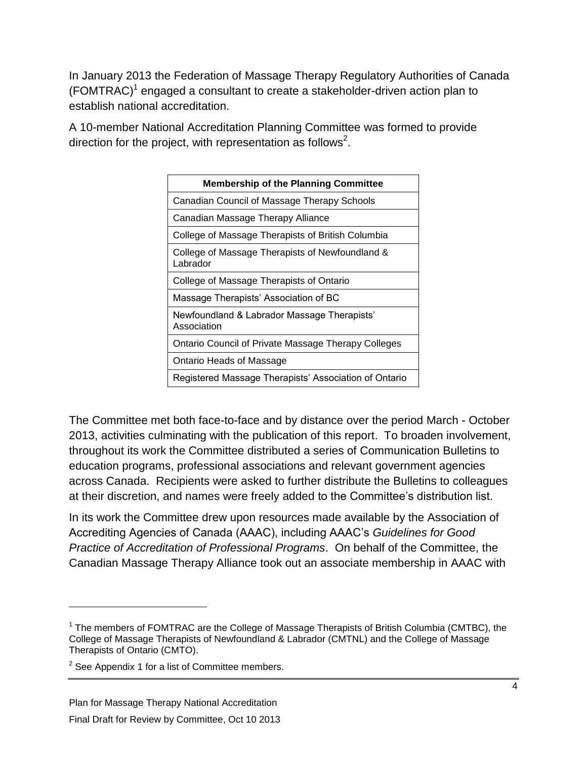In January 2013 the Federation of Massage Therapy Regulatory Authorities of Canada (FOMTRAC)[1] engaged a consultant to create a stakeholder-driven action plan to establish national accreditation.

A 10-member National Accreditation Planning Committee was formed to provide direction for the project, with representation as follows[2].

| Membership of the Planning Committee |
|---|
| Canadian Council of Massage Therapy Schools |
| Canadian Massage Therapy Alliance |
| College of Massage Therapists of British Columbia |
| College of Massage Therapists of Newfoundland & Labrador |
| College of Massage Therapists of Ontario |
| Massage Therapists' Association of BC |
| Newfoundland & Labrador Massage Therapists' Association |
| Ontario Council of Private Massage Therapy Colleges |
| Ontario Heads of Massage |
| Registered Massage Therapists' Association of Ontario |

The Committee met both face-to-face and by distance over the period March - October 2013, activities culminating with the publication of this report. To broaden involvement, throughout its work the Committee distributed a series of Communication Bulletins to education programs, professional associations and relevant government agencies across Canada. Recipients were asked to further distribute the Bulletins to colleagues at their discretion, and names were freely added to the Committee's distribution list.

In its work the Committee drew upon resources made available by the Association of Accrediting Agencies of Canada (AAAC), including AAAC's *Guidelines for Good Practice of Accreditation of Professional Programs*. On behalf of the Committee, the Canadian Massage Therapy Alliance took out an associate membership in AAAC with

[1] The members of FOMTRAC are the College of Massage Therapists of British Columbia (CMTBC), the College of Massage Therapists of Newfoundland & Labrador (CMTNL) and the College of Massage Therapists of Ontario (CMTO).

[2] See Appendix 1 for a list of Committee members.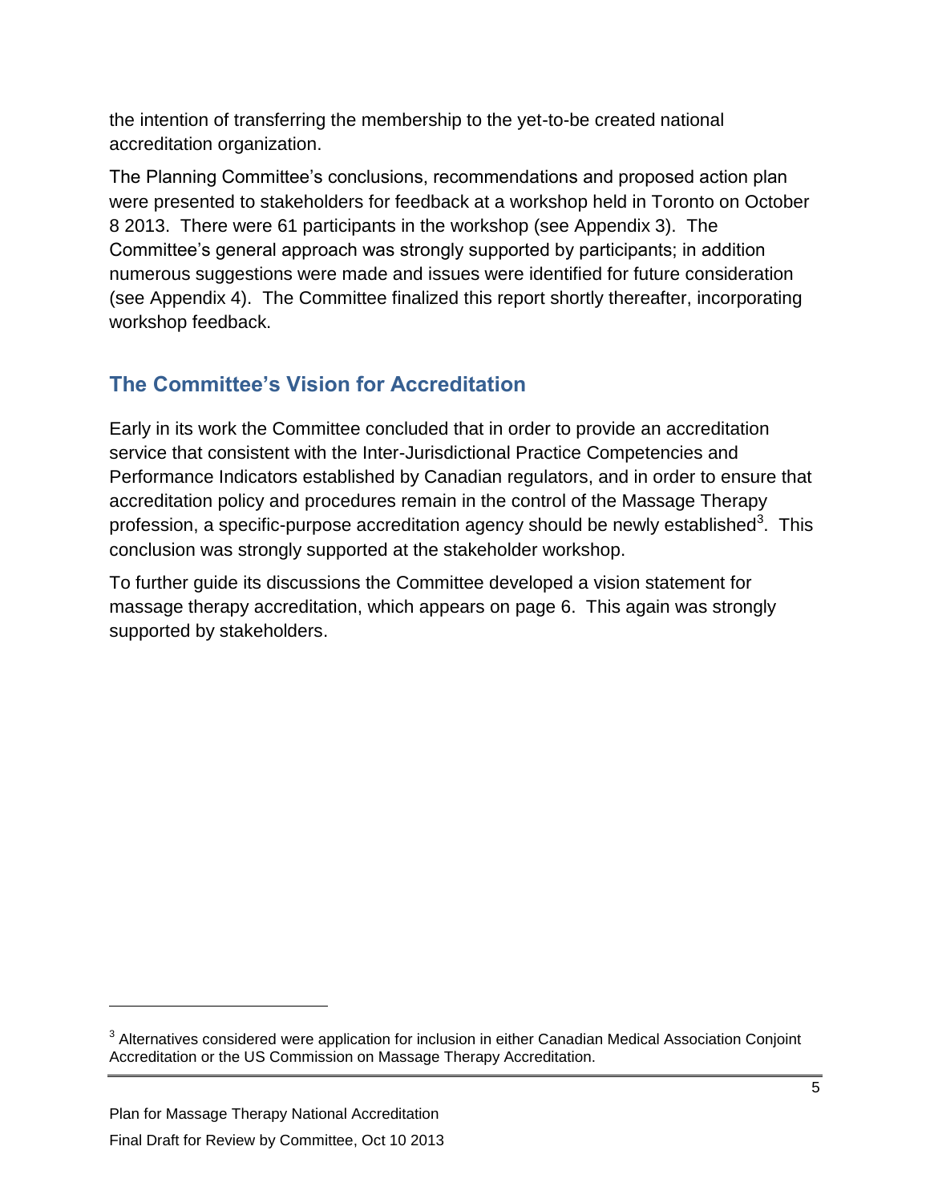the intention of transferring the membership to the yet-to-be created national accreditation organization.

The Planning Committee's conclusions, recommendations and proposed action plan were presented to stakeholders for feedback at a workshop held in Toronto on October 8 2013. There were 61 participants in the workshop (see Appendix 3). The Committee's general approach was strongly supported by participants; in addition numerous suggestions were made and issues were identified for future consideration (see Appendix 4). The Committee finalized this report shortly thereafter, incorporating workshop feedback.

## The Committee's Vision for Accreditation

Early in its work the Committee concluded that in order to provide an accreditation service that consistent with the Inter-Jurisdictional Practice Competencies and Performance Indicators established by Canadian regulators, and in order to ensure that accreditation policy and procedures remain in the control of the Massage Therapy profession, a specific-purpose accreditation agency should be newly established[3]. This conclusion was strongly supported at the stakeholder workshop.

To further guide its discussions the Committee developed a vision statement for massage therapy accreditation, which appears on page 6. This again was strongly supported by stakeholders.

---

[3] Alternatives considered were application for inclusion in either Canadian Medical Association Conjoint Accreditation or the US Commission on Massage Therapy Accreditation.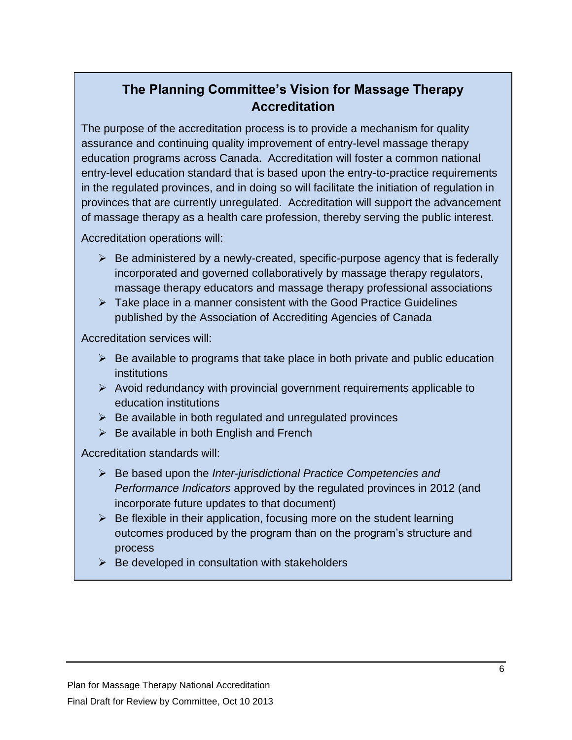## The Planning Committee's Vision for Massage Therapy Accreditation

The purpose of the accreditation process is to provide a mechanism for quality assurance and continuing quality improvement of entry-level massage therapy education programs across Canada. Accreditation will foster a common national entry-level education standard that is based upon the entry-to-practice requirements in the regulated provinces, and in doing so will facilitate the initiation of regulation in provinces that are currently unregulated. Accreditation will support the advancement of massage therapy as a health care profession, thereby serving the public interest.

Accreditation operations will:

- Be administered by a newly-created, specific-purpose agency that is federally incorporated and governed collaboratively by massage therapy regulators, massage therapy educators and massage therapy professional associations
- Take place in a manner consistent with the Good Practice Guidelines published by the Association of Accrediting Agencies of Canada

Accreditation services will:

- Be available to programs that take place in both private and public education institutions
- Avoid redundancy with provincial government requirements applicable to education institutions
- Be available in both regulated and unregulated provinces
- Be available in both English and French

Accreditation standards will:

- Be based upon the *Inter-jurisdictional Practice Competencies and Performance Indicators* approved by the regulated provinces in 2012 (and incorporate future updates to that document)
- Be flexible in their application, focusing more on the student learning outcomes produced by the program than on the program's structure and process
- Be developed in consultation with stakeholders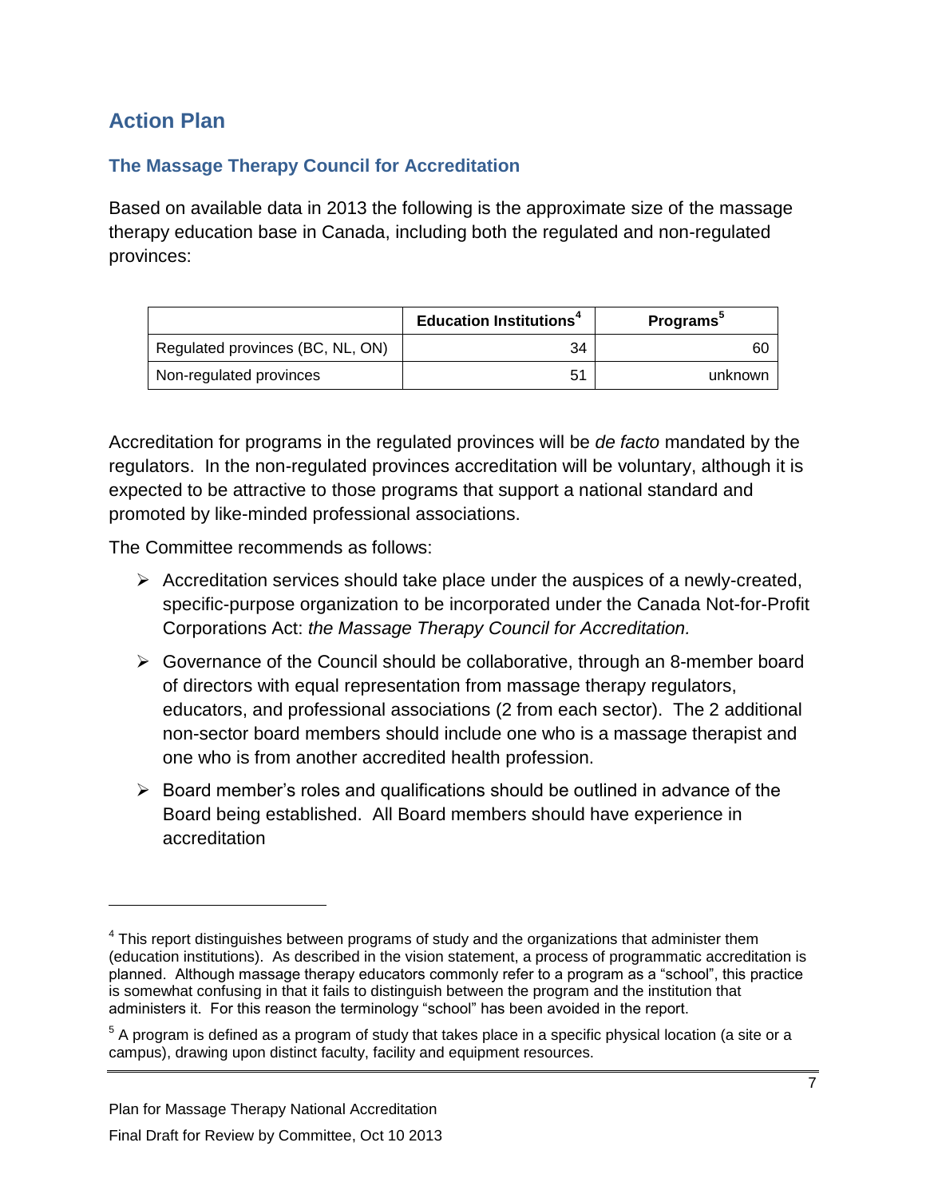## Action Plan

### The Massage Therapy Council for Accreditation

Based on available data in 2013 the following is the approximate size of the massage therapy education base in Canada, including both the regulated and non-regulated provinces:

| | Education Institutions[4] | Programs[5] |
|---|---|---|
| Regulated provinces (BC, NL, ON) | 34 | 60 |
| Non-regulated provinces | 51 | unknown |

Accreditation for programs in the regulated provinces will be *de facto* mandated by the regulators. In the non-regulated provinces accreditation will be voluntary, although it is expected to be attractive to those programs that support a national standard and promoted by like-minded professional associations.

The Committee recommends as follows:

- Accreditation services should take place under the auspices of a newly-created, specific-purpose organization to be incorporated under the Canada Not-for-Profit Corporations Act: *the Massage Therapy Council for Accreditation.*
- Governance of the Council should be collaborative, through an 8-member board of directors with equal representation from massage therapy regulators, educators, and professional associations (2 from each sector). The 2 additional non-sector board members should include one who is a massage therapist and one who is from another accredited health profession.
- Board member's roles and qualifications should be outlined in advance of the Board being established. All Board members should have experience in accreditation

---

[4] This report distinguishes between programs of study and the organizations that administer them (education institutions). As described in the vision statement, a process of programmatic accreditation is planned. Although massage therapy educators commonly refer to a program as a "school", this practice is somewhat confusing in that it fails to distinguish between the program and the institution that administers it. For this reason the terminology "school" has been avoided in the report.

[5] A program is defined as a program of study that takes place in a specific physical location (a site or a campus), drawing upon distinct faculty, facility and equipment resources.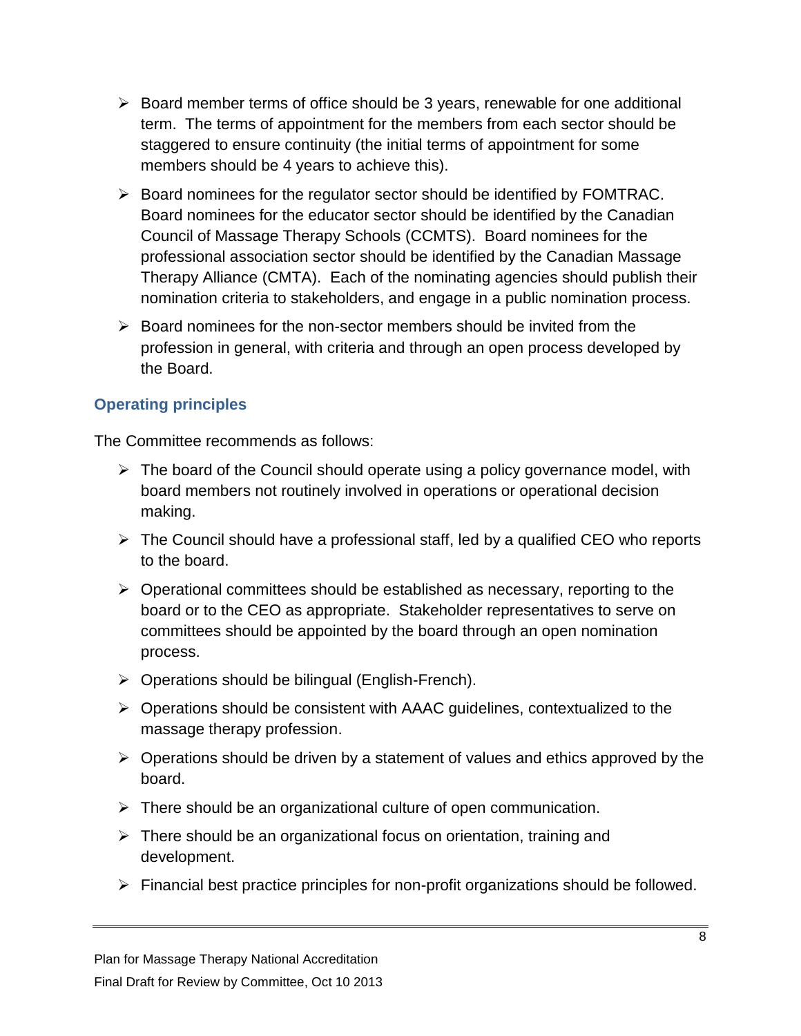- Board member terms of office should be 3 years, renewable for one additional term. The terms of appointment for the members from each sector should be staggered to ensure continuity (the initial terms of appointment for some members should be 4 years to achieve this).
- Board nominees for the regulator sector should be identified by FOMTRAC. Board nominees for the educator sector should be identified by the Canadian Council of Massage Therapy Schools (CCMTS). Board nominees for the professional association sector should be identified by the Canadian Massage Therapy Alliance (CMTA). Each of the nominating agencies should publish their nomination criteria to stakeholders, and engage in a public nomination process.
- Board nominees for the non-sector members should be invited from the profession in general, with criteria and through an open process developed by the Board.

### Operating principles

The Committee recommends as follows:

- The board of the Council should operate using a policy governance model, with board members not routinely involved in operations or operational decision making.
- The Council should have a professional staff, led by a qualified CEO who reports to the board.
- Operational committees should be established as necessary, reporting to the board or to the CEO as appropriate. Stakeholder representatives to serve on committees should be appointed by the board through an open nomination process.
- Operations should be bilingual (English-French).
- Operations should be consistent with AAAC guidelines, contextualized to the massage therapy profession.
- Operations should be driven by a statement of values and ethics approved by the board.
- There should be an organizational culture of open communication.
- There should be an organizational focus on orientation, training and development.
- Financial best practice principles for non-profit organizations should be followed.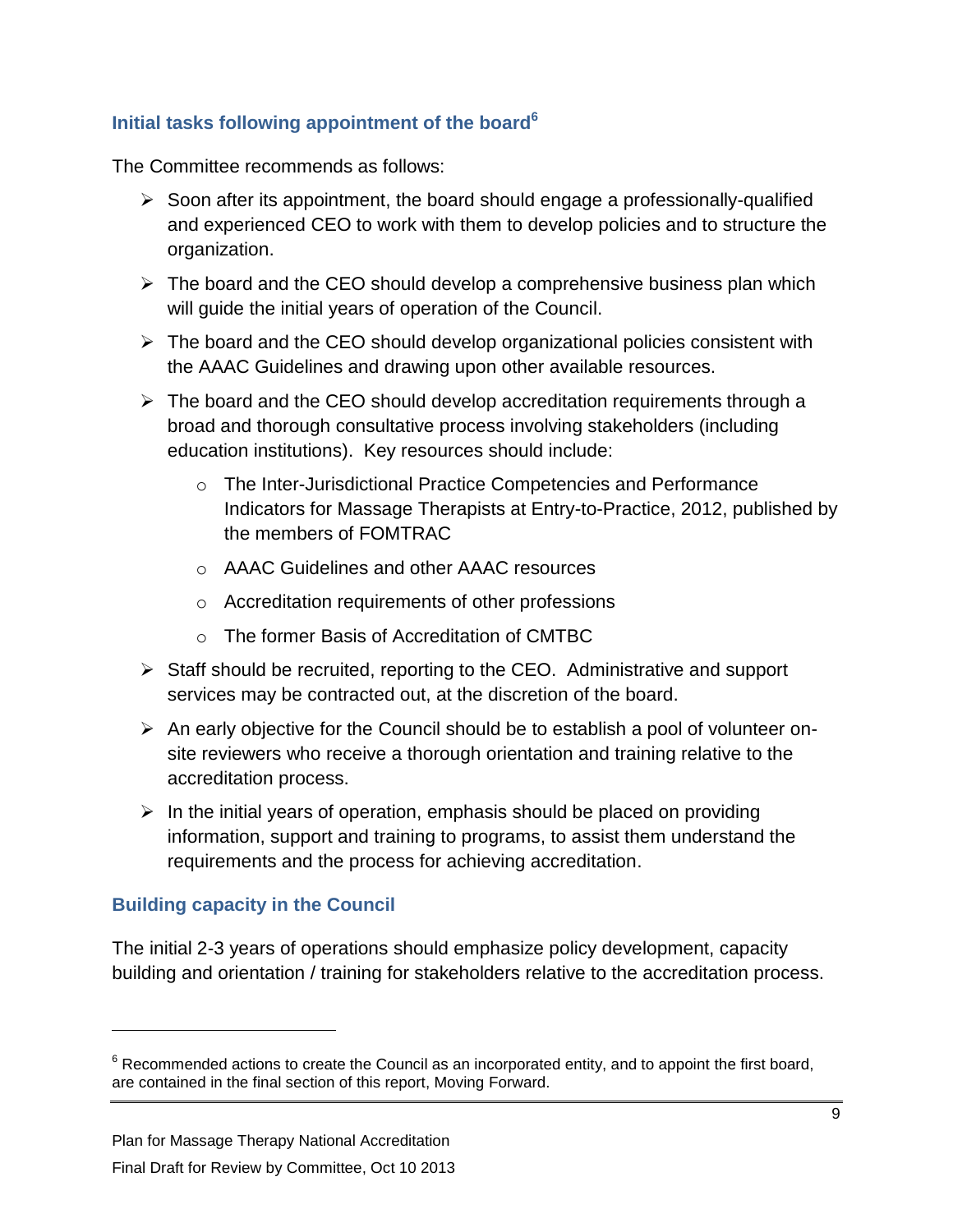### Initial tasks following appointment of the board[6]

The Committee recommends as follows:

- Soon after its appointment, the board should engage a professionally-qualified and experienced CEO to work with them to develop policies and to structure the organization.
- The board and the CEO should develop a comprehensive business plan which will guide the initial years of operation of the Council.
- The board and the CEO should develop organizational policies consistent with the AAAC Guidelines and drawing upon other available resources.
- The board and the CEO should develop accreditation requirements through a broad and thorough consultative process involving stakeholders (including education institutions). Key resources should include:
    - The Inter-Jurisdictional Practice Competencies and Performance Indicators for Massage Therapists at Entry-to-Practice, 2012, published by the members of FOMTRAC
    - AAAC Guidelines and other AAAC resources
    - Accreditation requirements of other professions
    - The former Basis of Accreditation of CMTBC
- Staff should be recruited, reporting to the CEO. Administrative and support services may be contracted out, at the discretion of the board.
- An early objective for the Council should be to establish a pool of volunteer on-site reviewers who receive a thorough orientation and training relative to the accreditation process.
- In the initial years of operation, emphasis should be placed on providing information, support and training to programs, to assist them understand the requirements and the process for achieving accreditation.

### Building capacity in the Council

The initial 2-3 years of operations should emphasize policy development, capacity building and orientation / training for stakeholders relative to the accreditation process.

[6] Recommended actions to create the Council as an incorporated entity, and to appoint the first board, are contained in the final section of this report, Moving Forward.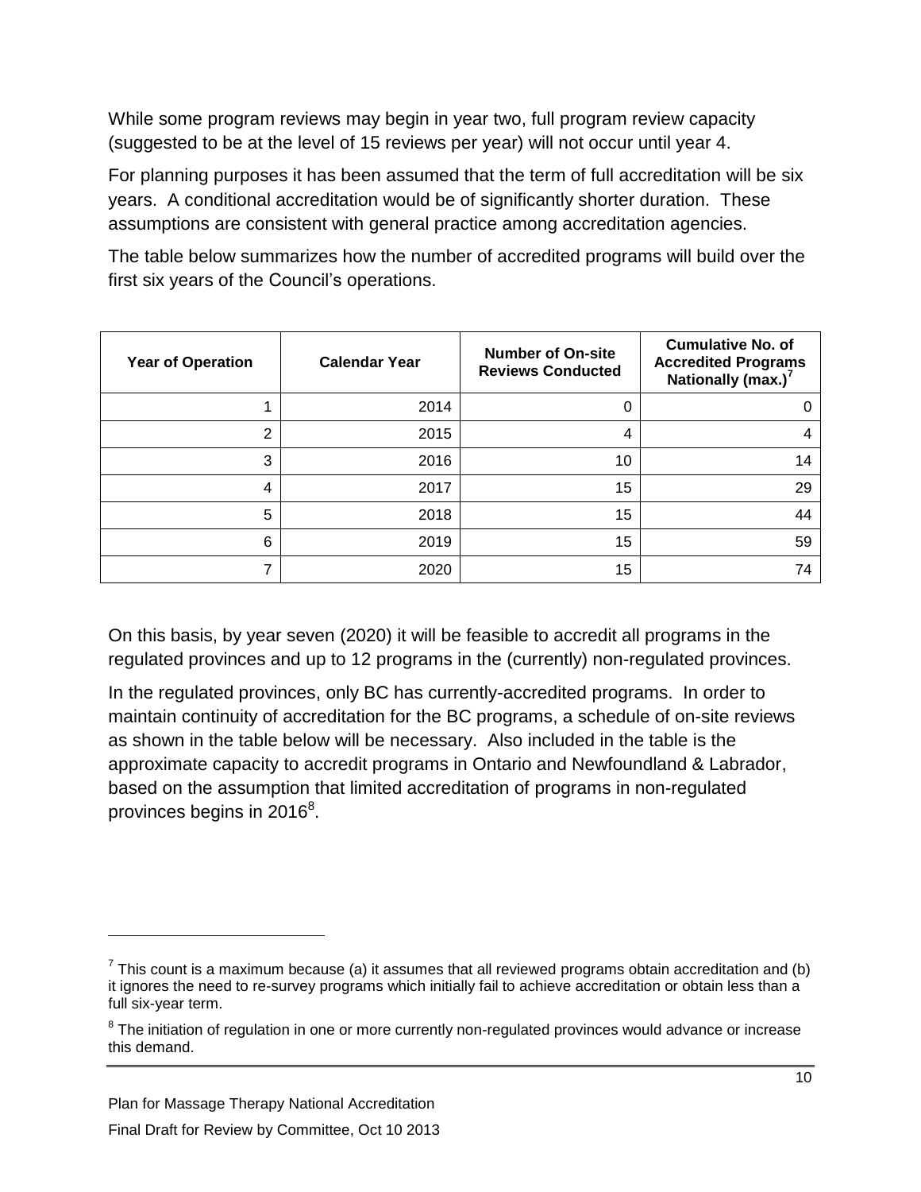While some program reviews may begin in year two, full program review capacity (suggested to be at the level of 15 reviews per year) will not occur until year 4.

For planning purposes it has been assumed that the term of full accreditation will be six years. A conditional accreditation would be of significantly shorter duration. These assumptions are consistent with general practice among accreditation agencies.

The table below summarizes how the number of accredited programs will build over the first six years of the Council's operations.

| Year of Operation | Calendar Year | Number of On-site Reviews Conducted | Cumulative No. of Accredited Programs Nationally (max.)[7] |
|---|---|---|---|
| 1 | 2014 | 0 | 0 |
| 2 | 2015 | 4 | 4 |
| 3 | 2016 | 10 | 14 |
| 4 | 2017 | 15 | 29 |
| 5 | 2018 | 15 | 44 |
| 6 | 2019 | 15 | 59 |
| 7 | 2020 | 15 | 74 |

On this basis, by year seven (2020) it will be feasible to accredit all programs in the regulated provinces and up to 12 programs in the (currently) non-regulated provinces.

In the regulated provinces, only BC has currently-accredited programs. In order to maintain continuity of accreditation for the BC programs, a schedule of on-site reviews as shown in the table below will be necessary. Also included in the table is the approximate capacity to accredit programs in Ontario and Newfoundland & Labrador, based on the assumption that limited accreditation of programs in non-regulated provinces begins in 2016[8].

---

[7] This count is a maximum because (a) it assumes that all reviewed programs obtain accreditation and (b) it ignores the need to re-survey programs which initially fail to achieve accreditation or obtain less than a full six-year term.

[8] The initiation of regulation in one or more currently non-regulated provinces would advance or increase this demand.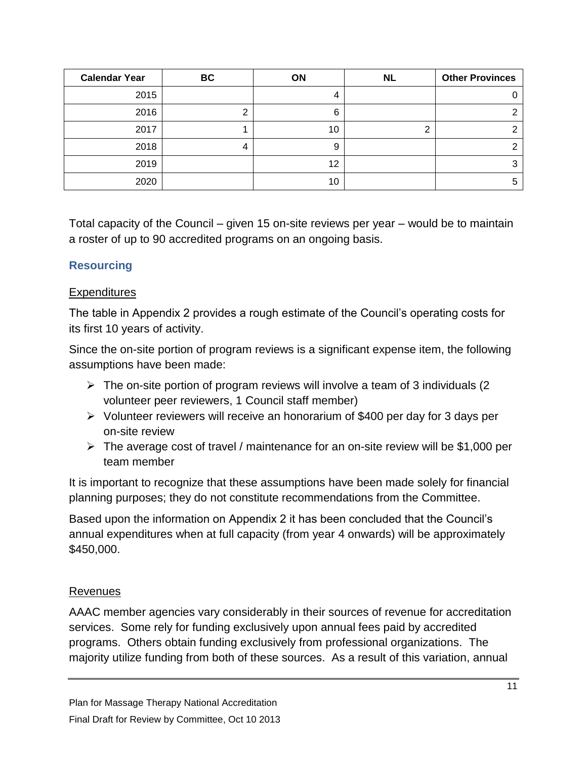| Calendar Year | BC | ON | NL | Other Provinces |
|---|---|---|---|---|
| 2015 | | 4 | | 0 |
| 2016 | 2 | 6 | | 2 |
| 2017 | 1 | 10 | 2 | 2 |
| 2018 | 4 | 9 | | 2 |
| 2019 | | 12 | | 3 |
| 2020 | | 10 | | 5 |

Total capacity of the Council – given 15 on-site reviews per year – would be to maintain a roster of up to 90 accredited programs on an ongoing basis.

### Resourcing

Expenditures

The table in Appendix 2 provides a rough estimate of the Council's operating costs for its first 10 years of activity.

Since the on-site portion of program reviews is a significant expense item, the following assumptions have been made:

- The on-site portion of program reviews will involve a team of 3 individuals (2 volunteer peer reviewers, 1 Council staff member)
- Volunteer reviewers will receive an honorarium of $400 per day for 3 days per on-site review
- The average cost of travel / maintenance for an on-site review will be $1,000 per team member

It is important to recognize that these assumptions have been made solely for financial planning purposes; they do not constitute recommendations from the Committee.

Based upon the information on Appendix 2 it has been concluded that the Council's annual expenditures when at full capacity (from year 4 onwards) will be approximately $450,000.

Revenues

AAAC member agencies vary considerably in their sources of revenue for accreditation services. Some rely for funding exclusively upon annual fees paid by accredited programs. Others obtain funding exclusively from professional organizations. The majority utilize funding from both of these sources. As a result of this variation, annual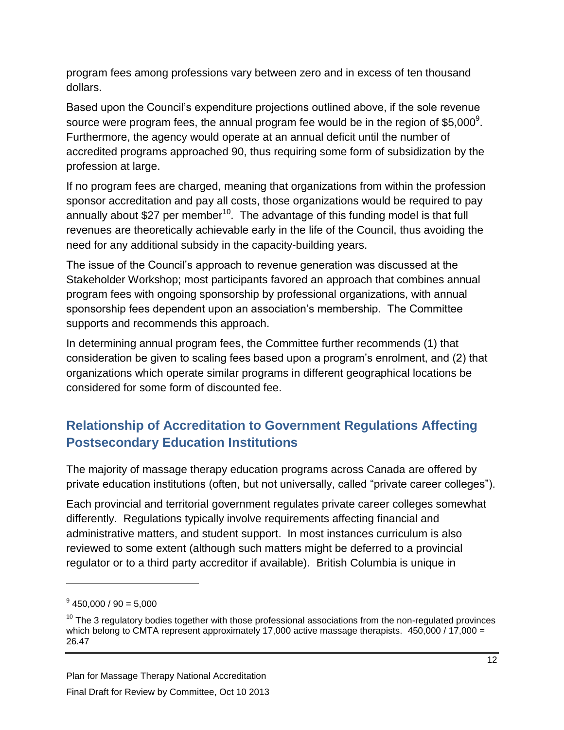program fees among professions vary between zero and in excess of ten thousand dollars.

Based upon the Council's expenditure projections outlined above, if the sole revenue source were program fees, the annual program fee would be in the region of $5,000[9]. Furthermore, the agency would operate at an annual deficit until the number of accredited programs approached 90, thus requiring some form of subsidization by the profession at large.

If no program fees are charged, meaning that organizations from within the profession sponsor accreditation and pay all costs, those organizations would be required to pay annually about $27 per member[10]. The advantage of this funding model is that full revenues are theoretically achievable early in the life of the Council, thus avoiding the need for any additional subsidy in the capacity-building years.

The issue of the Council's approach to revenue generation was discussed at the Stakeholder Workshop; most participants favored an approach that combines annual program fees with ongoing sponsorship by professional organizations, with annual sponsorship fees dependent upon an association's membership. The Committee supports and recommends this approach.

In determining annual program fees, the Committee further recommends (1) that consideration be given to scaling fees based upon a program's enrolment, and (2) that organizations which operate similar programs in different geographical locations be considered for some form of discounted fee.

## Relationship of Accreditation to Government Regulations Affecting Postsecondary Education Institutions

The majority of massage therapy education programs across Canada are offered by private education institutions (often, but not universally, called "private career colleges").

Each provincial and territorial government regulates private career colleges somewhat differently. Regulations typically involve requirements affecting financial and administrative matters, and student support. In most instances curriculum is also reviewed to some extent (although such matters might be deferred to a provincial regulator or to a third party accreditor if available). British Columbia is unique in

---

[9] 450,000 / 90 = 5,000

[10] The 3 regulatory bodies together with those professional associations from the non-regulated provinces which belong to CMTA represent approximately 17,000 active massage therapists. 450,000 / 17,000 = 26.47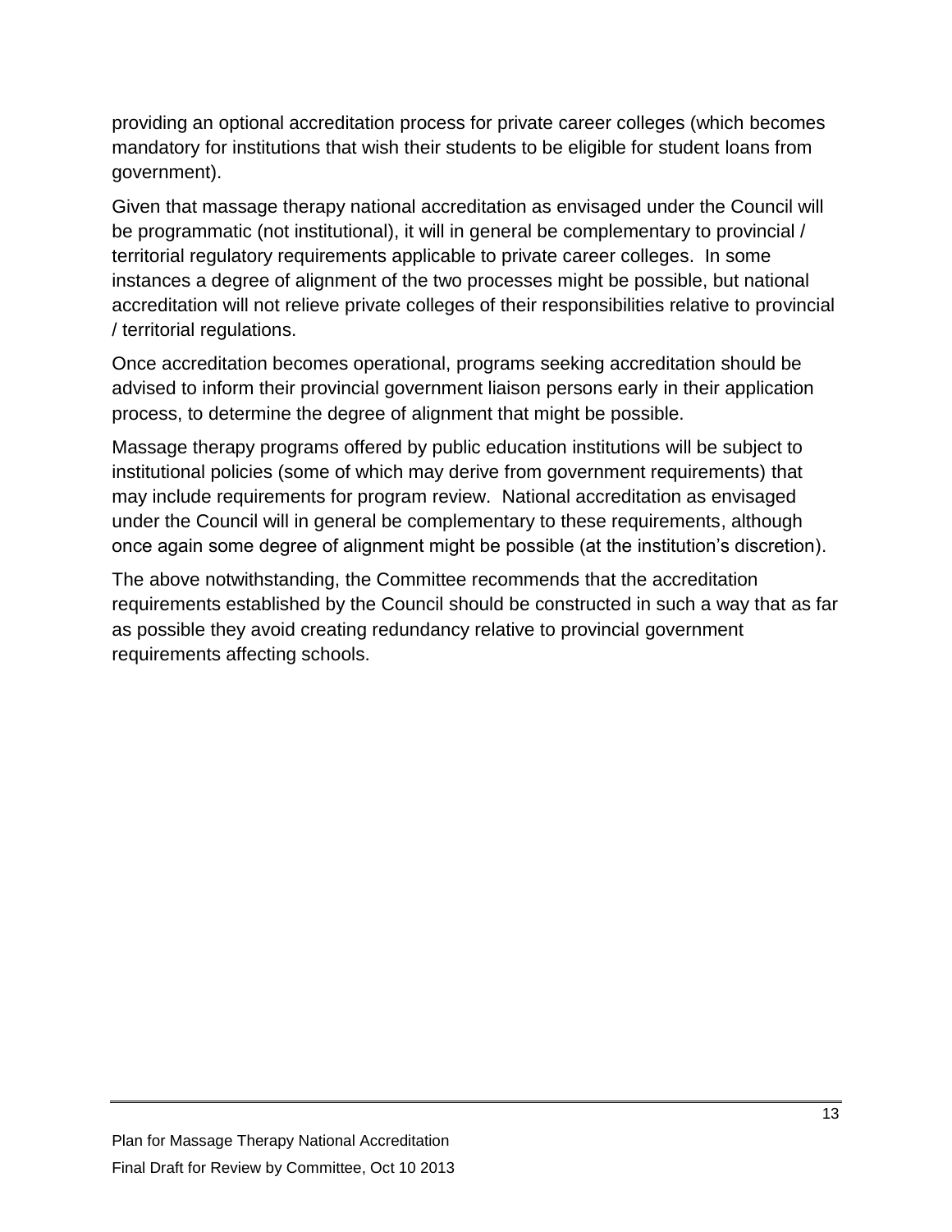providing an optional accreditation process for private career colleges (which becomes mandatory for institutions that wish their students to be eligible for student loans from government).

Given that massage therapy national accreditation as envisaged under the Council will be programmatic (not institutional), it will in general be complementary to provincial / territorial regulatory requirements applicable to private career colleges. In some instances a degree of alignment of the two processes might be possible, but national accreditation will not relieve private colleges of their responsibilities relative to provincial / territorial regulations.

Once accreditation becomes operational, programs seeking accreditation should be advised to inform their provincial government liaison persons early in their application process, to determine the degree of alignment that might be possible.

Massage therapy programs offered by public education institutions will be subject to institutional policies (some of which may derive from government requirements) that may include requirements for program review. National accreditation as envisaged under the Council will in general be complementary to these requirements, although once again some degree of alignment might be possible (at the institution's discretion).

The above notwithstanding, the Committee recommends that the accreditation requirements established by the Council should be constructed in such a way that as far as possible they avoid creating redundancy relative to provincial government requirements affecting schools.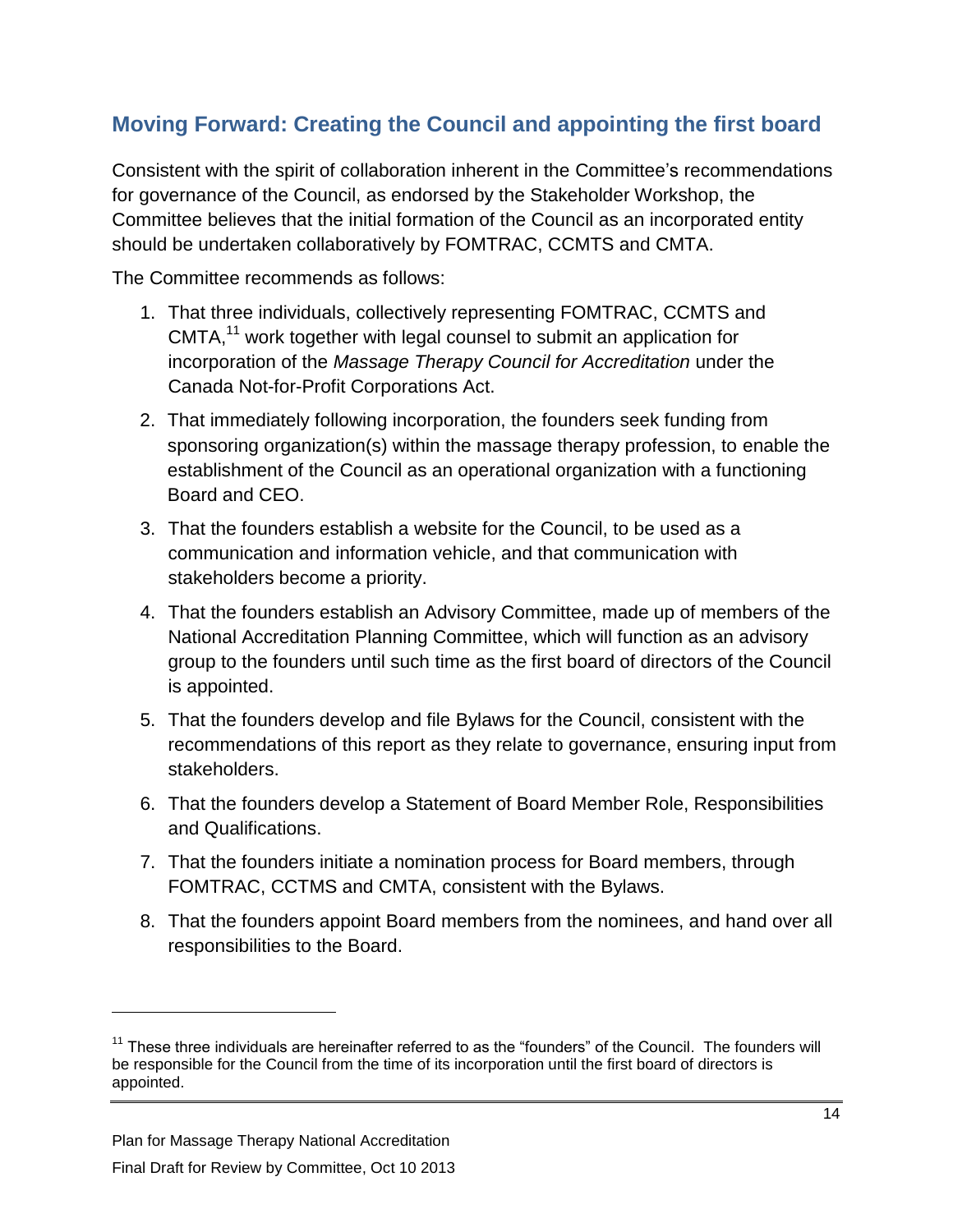## Moving Forward: Creating the Council and appointing the first board

Consistent with the spirit of collaboration inherent in the Committee's recommendations for governance of the Council, as endorsed by the Stakeholder Workshop, the Committee believes that the initial formation of the Council as an incorporated entity should be undertaken collaboratively by FOMTRAC, CCMTS and CMTA.

The Committee recommends as follows:

1. That three individuals, collectively representing FOMTRAC, CCMTS and CMTA,[11] work together with legal counsel to submit an application for incorporation of the *Massage Therapy Council for Accreditation* under the Canada Not-for-Profit Corporations Act.
2. That immediately following incorporation, the founders seek funding from sponsoring organization(s) within the massage therapy profession, to enable the establishment of the Council as an operational organization with a functioning Board and CEO.
3. That the founders establish a website for the Council, to be used as a communication and information vehicle, and that communication with stakeholders become a priority.
4. That the founders establish an Advisory Committee, made up of members of the National Accreditation Planning Committee, which will function as an advisory group to the founders until such time as the first board of directors of the Council is appointed.
5. That the founders develop and file Bylaws for the Council, consistent with the recommendations of this report as they relate to governance, ensuring input from stakeholders.
6. That the founders develop a Statement of Board Member Role, Responsibilities and Qualifications.
7. That the founders initiate a nomination process for Board members, through FOMTRAC, CCTMS and CMTA, consistent with the Bylaws.
8. That the founders appoint Board members from the nominees, and hand over all responsibilities to the Board.

[11] These three individuals are hereinafter referred to as the "founders" of the Council. The founders will be responsible for the Council from the time of its incorporation until the first board of directors is appointed.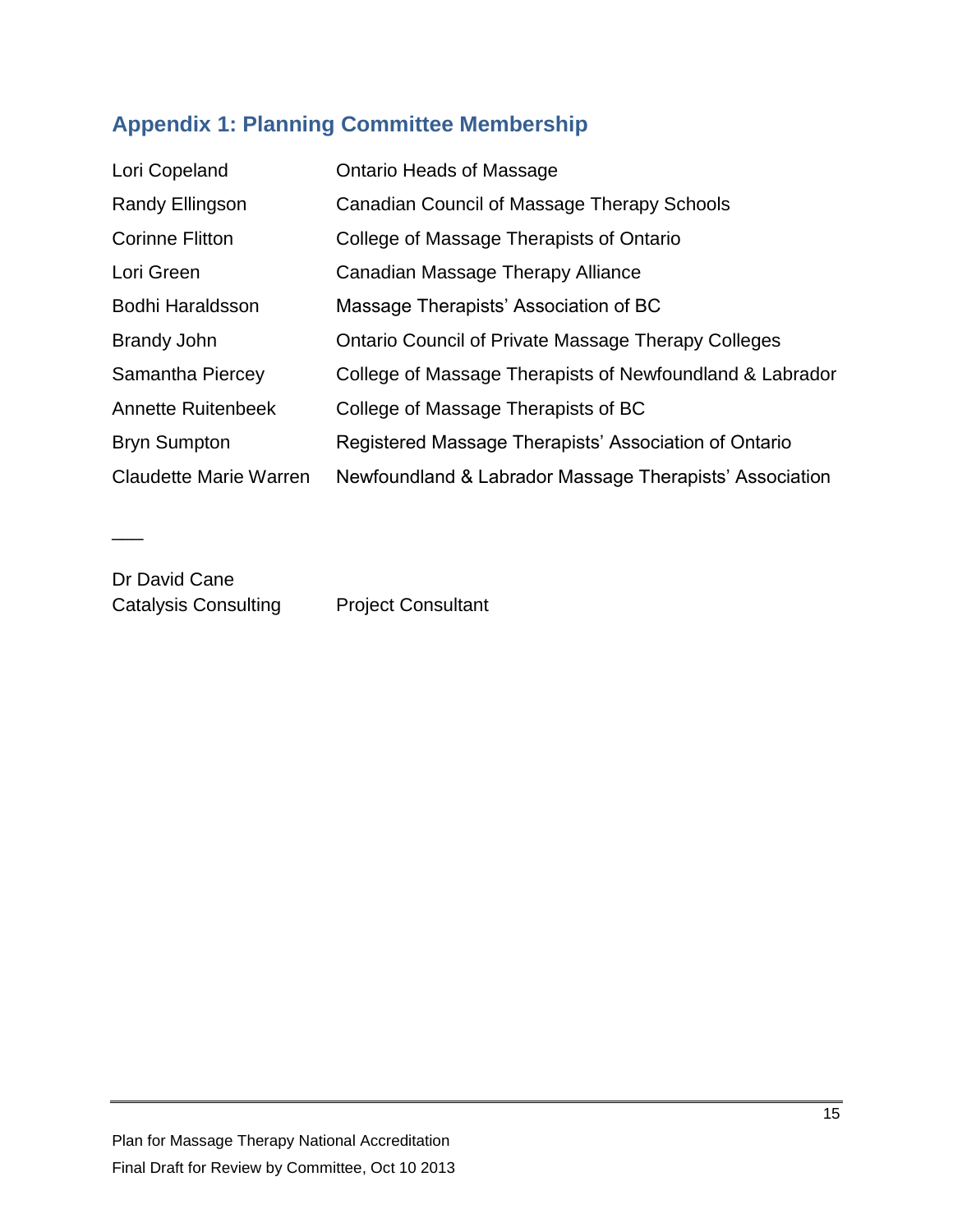## Appendix 1: Planning Committee Membership

| | |
|---|---|
| Lori Copeland | Ontario Heads of Massage |
| Randy Ellingson | Canadian Council of Massage Therapy Schools |
| Corinne Flitton | College of Massage Therapists of Ontario |
| Lori Green | Canadian Massage Therapy Alliance |
| Bodhi Haraldsson | Massage Therapists' Association of BC |
| Brandy John | Ontario Council of Private Massage Therapy Colleges |
| Samantha Piercey | College of Massage Therapists of Newfoundland & Labrador |
| Annette Ruitenbeek | College of Massage Therapists of BC |
| Bryn Sumpton | Registered Massage Therapists' Association of Ontario |
| Claudette Marie Warren | Newfoundland & Labrador Massage Therapists' Association |

___

Dr David Cane
Catalysis Consulting — Project Consultant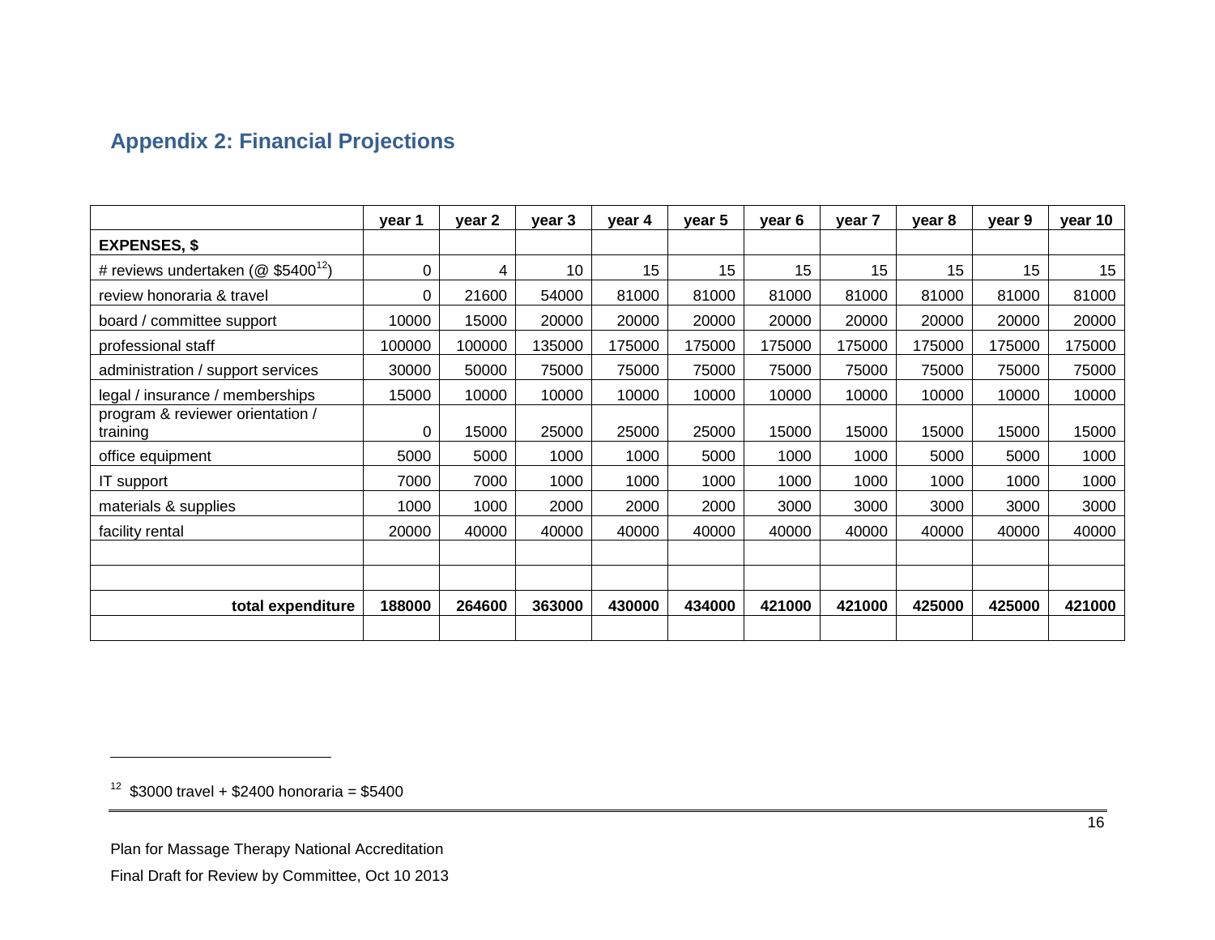## Appendix 2: Financial Projections

| | year 1 | year 2 | year 3 | year 4 | year 5 | year 6 | year 7 | year 8 | year 9 | year 10 |
|---|---|---|---|---|---|---|---|---|---|---|
| **EXPENSES, $** | | | | | | | | | | |
| # reviews undertaken (@ $5400[12]) | 0 | 4 | 10 | 15 | 15 | 15 | 15 | 15 | 15 | 15 |
| review honoraria & travel | 0 | 21600 | 54000 | 81000 | 81000 | 81000 | 81000 | 81000 | 81000 | 81000 |
| board / committee support | 10000 | 15000 | 20000 | 20000 | 20000 | 20000 | 20000 | 20000 | 20000 | 20000 |
| professional staff | 100000 | 100000 | 135000 | 175000 | 175000 | 175000 | 175000 | 175000 | 175000 | 175000 |
| administration / support services | 30000 | 50000 | 75000 | 75000 | 75000 | 75000 | 75000 | 75000 | 75000 | 75000 |
| legal / insurance / memberships | 15000 | 10000 | 10000 | 10000 | 10000 | 10000 | 10000 | 10000 | 10000 | 10000 |
| program & reviewer orientation / training | 0 | 15000 | 25000 | 25000 | 25000 | 15000 | 15000 | 15000 | 15000 | 15000 |
| office equipment | 5000 | 5000 | 1000 | 1000 | 5000 | 1000 | 1000 | 5000 | 5000 | 1000 |
| IT support | 7000 | 7000 | 1000 | 1000 | 1000 | 1000 | 1000 | 1000 | 1000 | 1000 |
| materials & supplies | 1000 | 1000 | 2000 | 2000 | 2000 | 3000 | 3000 | 3000 | 3000 | 3000 |
| facility rental | 20000 | 40000 | 40000 | 40000 | 40000 | 40000 | 40000 | 40000 | 40000 | 40000 |
| | | | | | | | | | | |
| | | | | | | | | | | |
| **total expenditure** | **188000** | **264600** | **363000** | **430000** | **434000** | **421000** | **421000** | **425000** | **425000** | **421000** |
| | | | | | | | | | | |

[12] $3000 travel + $2400 honoraria = $5400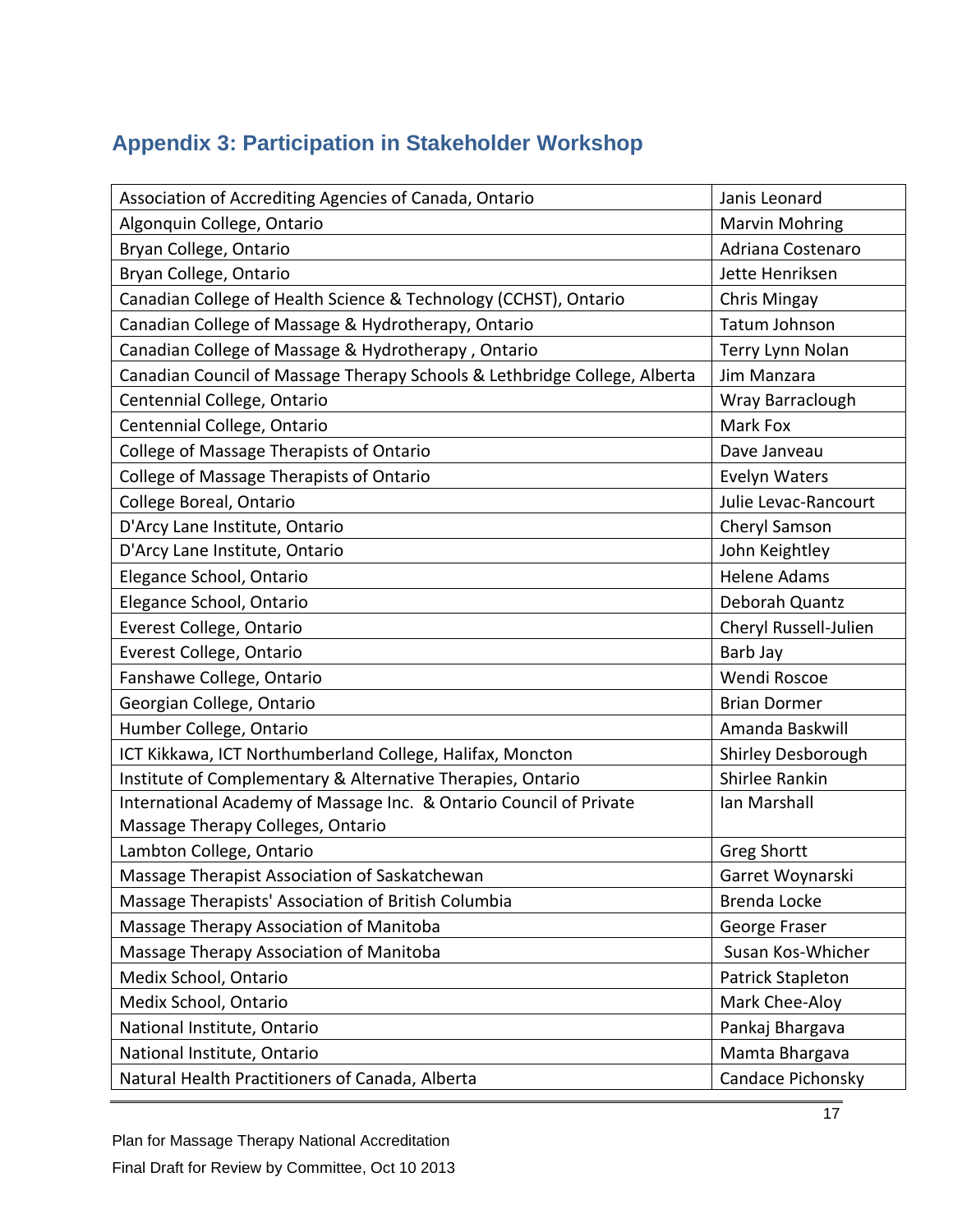## Appendix 3: Participation in Stakeholder Workshop

| Organization | Name |
|---|---|
| Association of Accrediting Agencies of Canada, Ontario | Janis Leonard |
| Algonquin College, Ontario | Marvin Mohring |
| Bryan College, Ontario | Adriana Costenaro |
| Bryan College, Ontario | Jette Henriksen |
| Canadian College of Health Science & Technology (CCHST), Ontario | Chris Mingay |
| Canadian College of Massage & Hydrotherapy, Ontario | Tatum Johnson |
| Canadian College of Massage & Hydrotherapy , Ontario | Terry Lynn Nolan |
| Canadian Council of Massage Therapy Schools & Lethbridge College, Alberta | Jim Manzara |
| Centennial College, Ontario | Wray Barraclough |
| Centennial College, Ontario | Mark Fox |
| College of Massage Therapists of Ontario | Dave Janveau |
| College of Massage Therapists of Ontario | Evelyn Waters |
| College Boreal, Ontario | Julie Levac-Rancourt |
| D'Arcy Lane Institute, Ontario | Cheryl Samson |
| D'Arcy Lane Institute, Ontario | John Keightley |
| Elegance School, Ontario | Helene Adams |
| Elegance School, Ontario | Deborah Quantz |
| Everest College, Ontario | Cheryl Russell-Julien |
| Everest College, Ontario | Barb Jay |
| Fanshawe College, Ontario | Wendi Roscoe |
| Georgian College, Ontario | Brian Dormer |
| Humber College, Ontario | Amanda Baskwill |
| ICT Kikkawa, ICT Northumberland College, Halifax, Moncton | Shirley Desborough |
| Institute of Complementary & Alternative Therapies, Ontario | Shirlee Rankin |
| International Academy of Massage Inc. & Ontario Council of Private Massage Therapy Colleges, Ontario | Ian Marshall |
| Lambton College, Ontario | Greg Shortt |
| Massage Therapist Association of Saskatchewan | Garret Woynarski |
| Massage Therapists' Association of British Columbia | Brenda Locke |
| Massage Therapy Association of Manitoba | George Fraser |
| Massage Therapy Association of Manitoba | Susan Kos-Whicher |
| Medix School, Ontario | Patrick Stapleton |
| Medix School, Ontario | Mark Chee-Aloy |
| National Institute, Ontario | Pankaj Bhargava |
| National Institute, Ontario | Mamta Bhargava |
| Natural Health Practitioners of Canada, Alberta | Candace Pichonsky |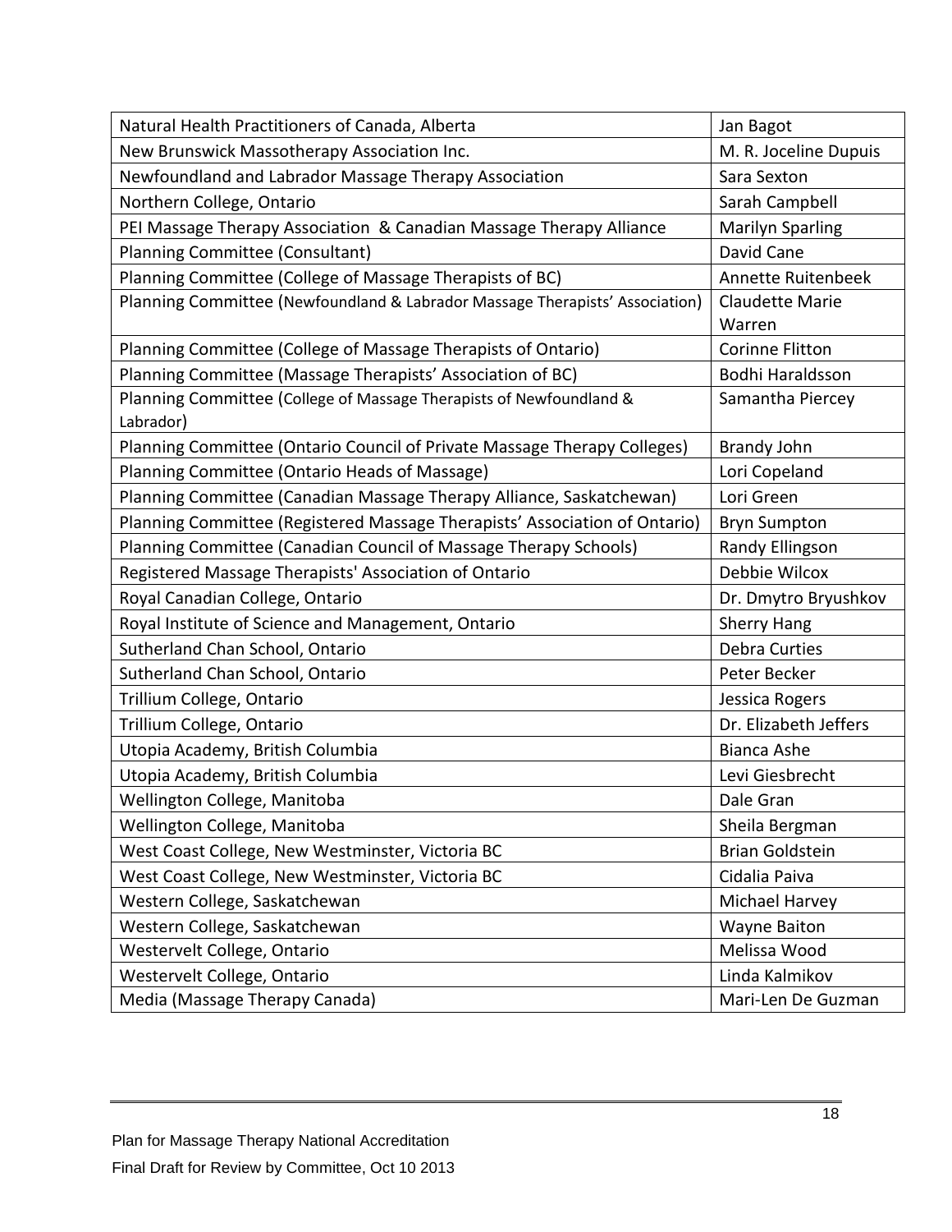| Natural Health Practitioners of Canada, Alberta | Jan Bagot |
|---|---|
| New Brunswick Massotherapy Association Inc. | M. R. Joceline Dupuis |
| Newfoundland and Labrador Massage Therapy Association | Sara Sexton |
| Northern College, Ontario | Sarah Campbell |
| PEI Massage Therapy Association & Canadian Massage Therapy Alliance | Marilyn Sparling |
| Planning Committee (Consultant) | David Cane |
| Planning Committee (College of Massage Therapists of BC) | Annette Ruitenbeek |
| Planning Committee (Newfoundland & Labrador Massage Therapists' Association) | Claudette Marie Warren |
| Planning Committee (College of Massage Therapists of Ontario) | Corinne Flitton |
| Planning Committee (Massage Therapists' Association of BC) | Bodhi Haraldsson |
| Planning Committee (College of Massage Therapists of Newfoundland & Labrador) | Samantha Piercey |
| Planning Committee (Ontario Council of Private Massage Therapy Colleges) | Brandy John |
| Planning Committee (Ontario Heads of Massage) | Lori Copeland |
| Planning Committee (Canadian Massage Therapy Alliance, Saskatchewan) | Lori Green |
| Planning Committee (Registered Massage Therapists' Association of Ontario) | Bryn Sumpton |
| Planning Committee (Canadian Council of Massage Therapy Schools) | Randy Ellingson |
| Registered Massage Therapists' Association of Ontario | Debbie Wilcox |
| Royal Canadian College, Ontario | Dr. Dmytro Bryushkov |
| Royal Institute of Science and Management, Ontario | Sherry Hang |
| Sutherland Chan School, Ontario | Debra Curties |
| Sutherland Chan School, Ontario | Peter Becker |
| Trillium College, Ontario | Jessica Rogers |
| Trillium College, Ontario | Dr. Elizabeth Jeffers |
| Utopia Academy, British Columbia | Bianca Ashe |
| Utopia Academy, British Columbia | Levi Giesbrecht |
| Wellington College, Manitoba | Dale Gran |
| Wellington College, Manitoba | Sheila Bergman |
| West Coast College, New Westminster, Victoria BC | Brian Goldstein |
| West Coast College, New Westminster, Victoria BC | Cidalia Paiva |
| Western College, Saskatchewan | Michael Harvey |
| Western College, Saskatchewan | Wayne Baiton |
| Westervelt College, Ontario | Melissa Wood |
| Westervelt College, Ontario | Linda Kalmikov |
| Media (Massage Therapy Canada) | Mari-Len De Guzman |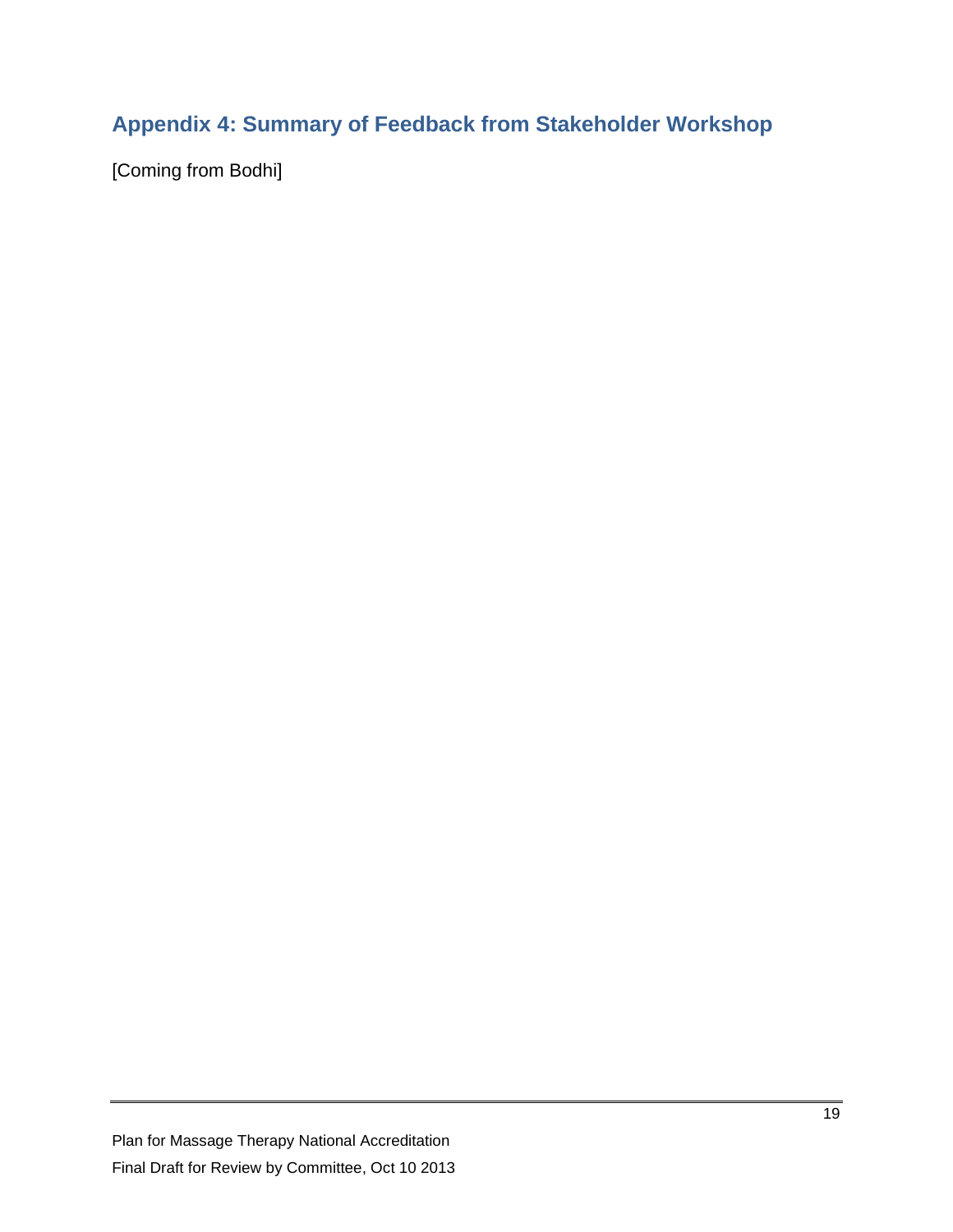## Appendix 4: Summary of Feedback from Stakeholder Workshop

[Coming from Bodhi]